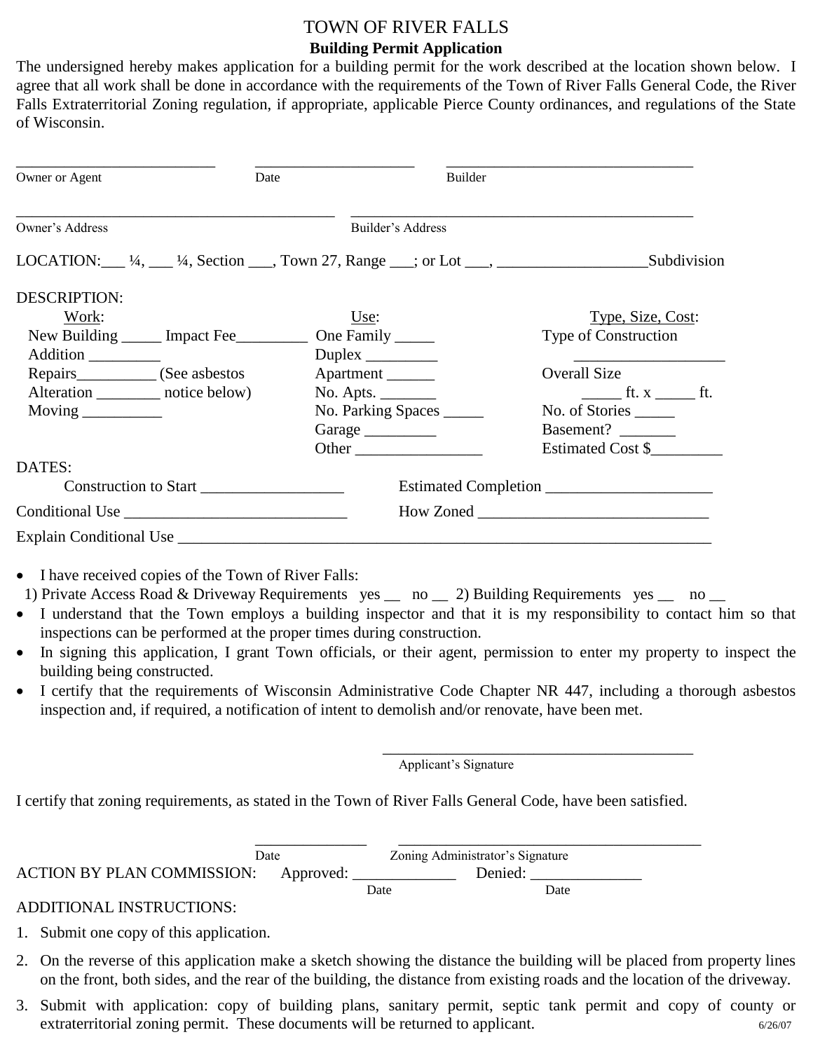# TOWN OF RIVER FALLS

## Building Permit Application

The undersigned hereby makes application for a building permit for the work described at the location shown below. I agree that all work shall be done in accordance with the requirements of the Town of River Falls General Code, the River Falls Extraterritorial Zoning regulation, if appropriate, applicable Pierce County ordinances, and regulations of the State of Wisconsin.

_________________________ _____________________ _________________________________
Owner or Agent Date Builder

__________________________________________ _____________________________________________
Owner's Address Builder's Address

LOCATION:___ ¼, ___ ¼, Section ___, Town 27, Range ___; or Lot ___, ___________________Subdivision

DESCRIPTION:

| Work: | Use: | Type, Size, Cost: |
|---|---|---|
| New Building _____ Impact Fee_________ | One Family _____ | Type of Construction ___________________ |
| Addition _________ | Duplex _________ | |
| Repairs__________ (See asbestos | Apartment ______ | Overall Size |
| Alteration ________ notice below) | No. Apts. _______ | _____ ft. x _____ ft. |
| Moving __________ | No. Parking Spaces _____ | No. of Stories _____ |
| | Garage _________ | Basement? _______ |
| | Other ________________ | Estimated Cost $_________ |

DATES:

Construction to Start __________________ Estimated Completion _____________________

Conditional Use ____________________________ How Zoned _____________________________

Explain Conditional Use _______________________________________________________________________

- I have received copies of the Town of River Falls:
  1) Private Access Road & Driveway Requirements yes __ no __ 2) Building Requirements yes __ no __
- I understand that the Town employs a building inspector and that it is my responsibility to contact him so that inspections can be performed at the proper times during construction.
- In signing this application, I grant Town officials, or their agent, permission to enter my property to inspect the building being constructed.
- I certify that the requirements of Wisconsin Administrative Code Chapter NR 447, including a thorough asbestos inspection and, if required, a notification of intent to demolish and/or renovate, have been met.

________________________________________
Applicant's Signature

I certify that zoning requirements, as stated in the Town of River Falls General Code, have been satisfied.

______________ ________________________________________
Date Zoning Administrator's Signature

ACTION BY PLAN COMMISSION: Approved: _____________ Denied: ______________
Date Date

ADDITIONAL INSTRUCTIONS:

1. Submit one copy of this application.
2. On the reverse of this application make a sketch showing the distance the building will be placed from property lines on the front, both sides, and the rear of the building, the distance from existing roads and the location of the driveway.
3. Submit with application: copy of building plans, sanitary permit, septic tank permit and copy of county or extraterritorial zoning permit. These documents will be returned to applicant.

6/26/07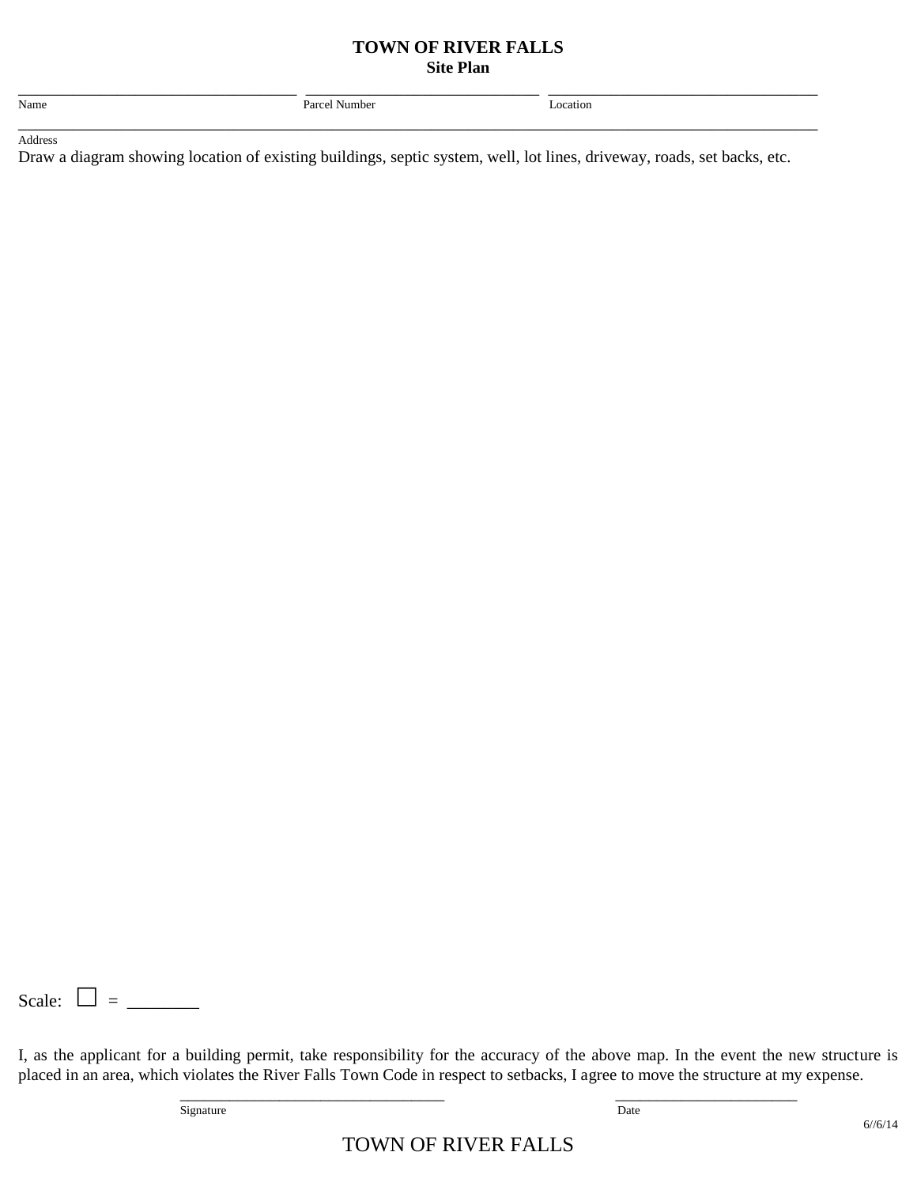# TOWN OF RIVER FALLS

## Site Plan

_______________________________ _______________________________ _______________________________

Name Parcel Number Location

_____________________________________________________________________________________________

Address

Draw a diagram showing location of existing buildings, septic system, well, lot lines, driveway, roads, set backs, etc.

Scale: ☐ = ________

I, as the applicant for a building permit, take responsibility for the accuracy of the above map. In the event the new structure is placed in an area, which violates the River Falls Town Code in respect to setbacks, I agree to move the structure at my expense.

_______________________________ _______________________

Signature Date

6//6/14

TOWN OF RIVER FALLS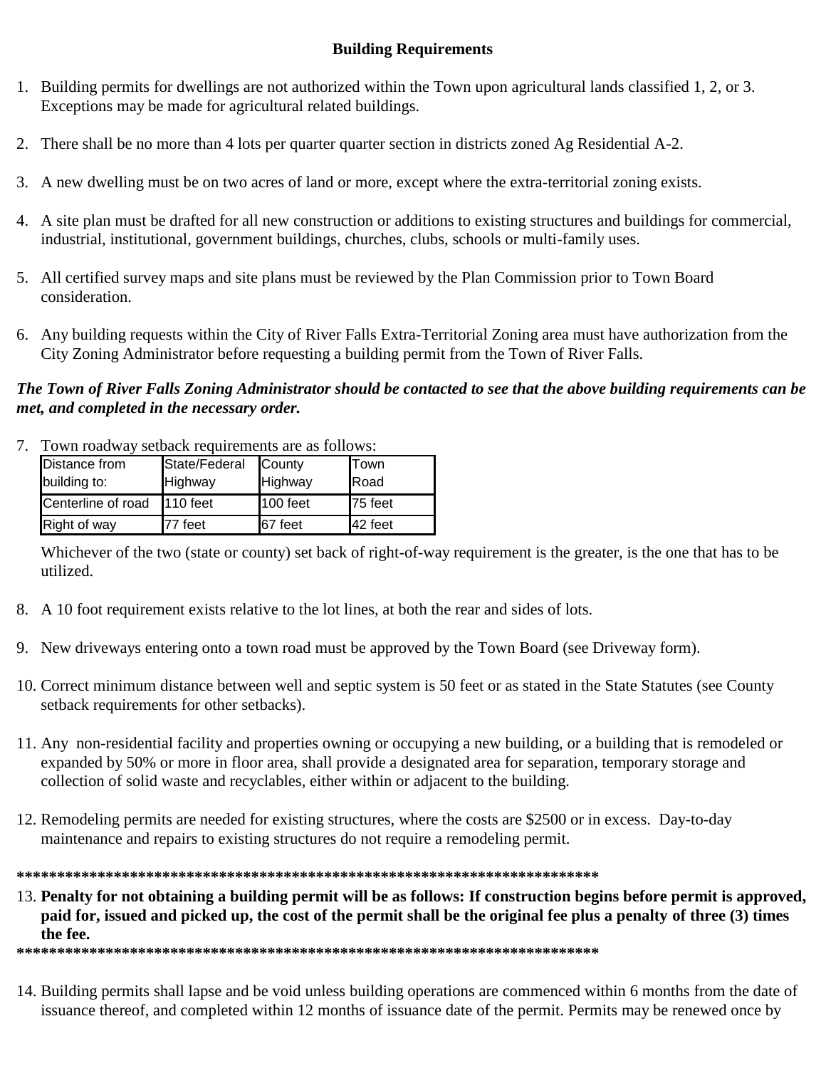## Building Requirements

1. Building permits for dwellings are not authorized within the Town upon agricultural lands classified 1, 2, or 3. Exceptions may be made for agricultural related buildings.

2. There shall be no more than 4 lots per quarter quarter section in districts zoned Ag Residential A-2.

3. A new dwelling must be on two acres of land or more, except where the extra-territorial zoning exists.

4. A site plan must be drafted for all new construction or additions to existing structures and buildings for commercial, industrial, institutional, government buildings, churches, clubs, schools or multi-family uses.

5. All certified survey maps and site plans must be reviewed by the Plan Commission prior to Town Board consideration.

6. Any building requests within the City of River Falls Extra-Territorial Zoning area must have authorization from the City Zoning Administrator before requesting a building permit from the Town of River Falls.

***The Town of River Falls Zoning Administrator should be contacted to see that the above building requirements can be met, and completed in the necessary order.***

7. Town roadway setback requirements are as follows:

| Distance from building to: | State/Federal Highway | County Highway | Town Road |
|---|---|---|---|
| Centerline of road | 110 feet | 100 feet | 75 feet |
| Right of way | 77 feet | 67 feet | 42 feet |

   Whichever of the two (state or county) set back of right-of-way requirement is the greater, is the one that has to be utilized.

8. A 10 foot requirement exists relative to the lot lines, at both the rear and sides of lots.

9. New driveways entering onto a town road must be approved by the Town Board (see Driveway form).

10. Correct minimum distance between well and septic system is 50 feet or as stated in the State Statutes (see County setback requirements for other setbacks).

11. Any non-residential facility and properties owning or occupying a new building, or a building that is remodeled or expanded by 50% or more in floor area, shall provide a designated area for separation, temporary storage and collection of solid waste and recyclables, either within or adjacent to the building.

12. Remodeling permits are needed for existing structures, where the costs are $2500 or in excess. Day-to-day maintenance and repairs to existing structures do not require a remodeling permit.

**************************************************************************

13. **Penalty for not obtaining a building permit will be as follows: If construction begins before permit is approved, paid for, issued and picked up, the cost of the permit shall be the original fee plus a penalty of three (3) times the fee.**

**************************************************************************

14. Building permits shall lapse and be void unless building operations are commenced within 6 months from the date of issuance thereof, and completed within 12 months of issuance date of the permit. Permits may be renewed once by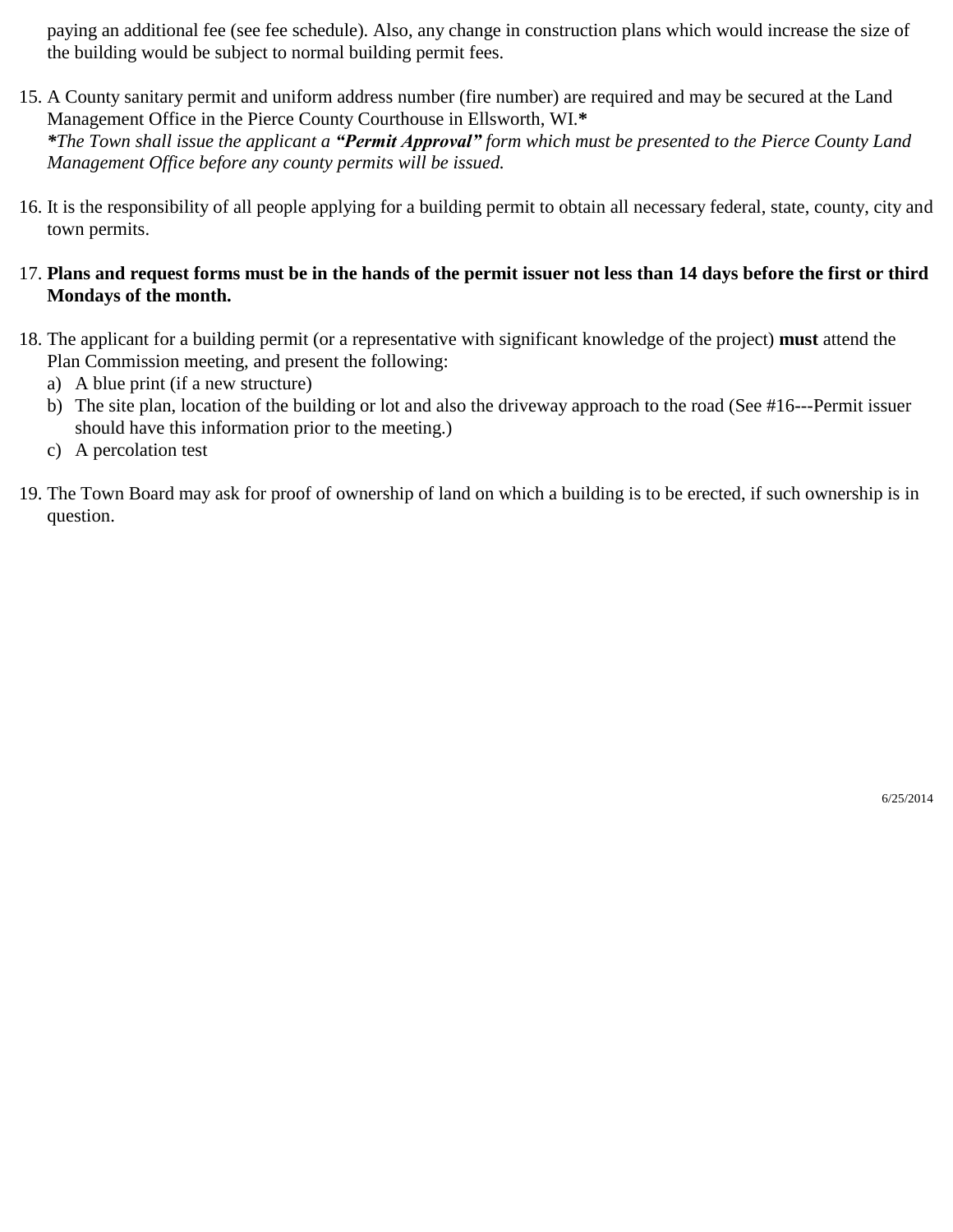paying an additional fee (see fee schedule). Also, any change in construction plans which would increase the size of the building would be subject to normal building permit fees.

15. A County sanitary permit and uniform address number (fire number) are required and may be secured at the Land Management Office in the Pierce County Courthouse in Ellsworth, WI.**\***
    ***\*** The Town shall issue the applicant a **"Permit Approval"** form which must be presented to the Pierce County Land Management Office before any county permits will be issued.*

16. It is the responsibility of all people applying for a building permit to obtain all necessary federal, state, county, city and town permits.

17. **Plans and request forms must be in the hands of the permit issuer not less than 14 days before the first or third Mondays of the month.**

18. The applicant for a building permit (or a representative with significant knowledge of the project) **must** attend the Plan Commission meeting, and present the following:
    a) A blue print (if a new structure)
    b) The site plan, location of the building or lot and also the driveway approach to the road (See #16---Permit issuer should have this information prior to the meeting.)
    c) A percolation test

19. The Town Board may ask for proof of ownership of land on which a building is to be erected, if such ownership is in question.

6/25/2014